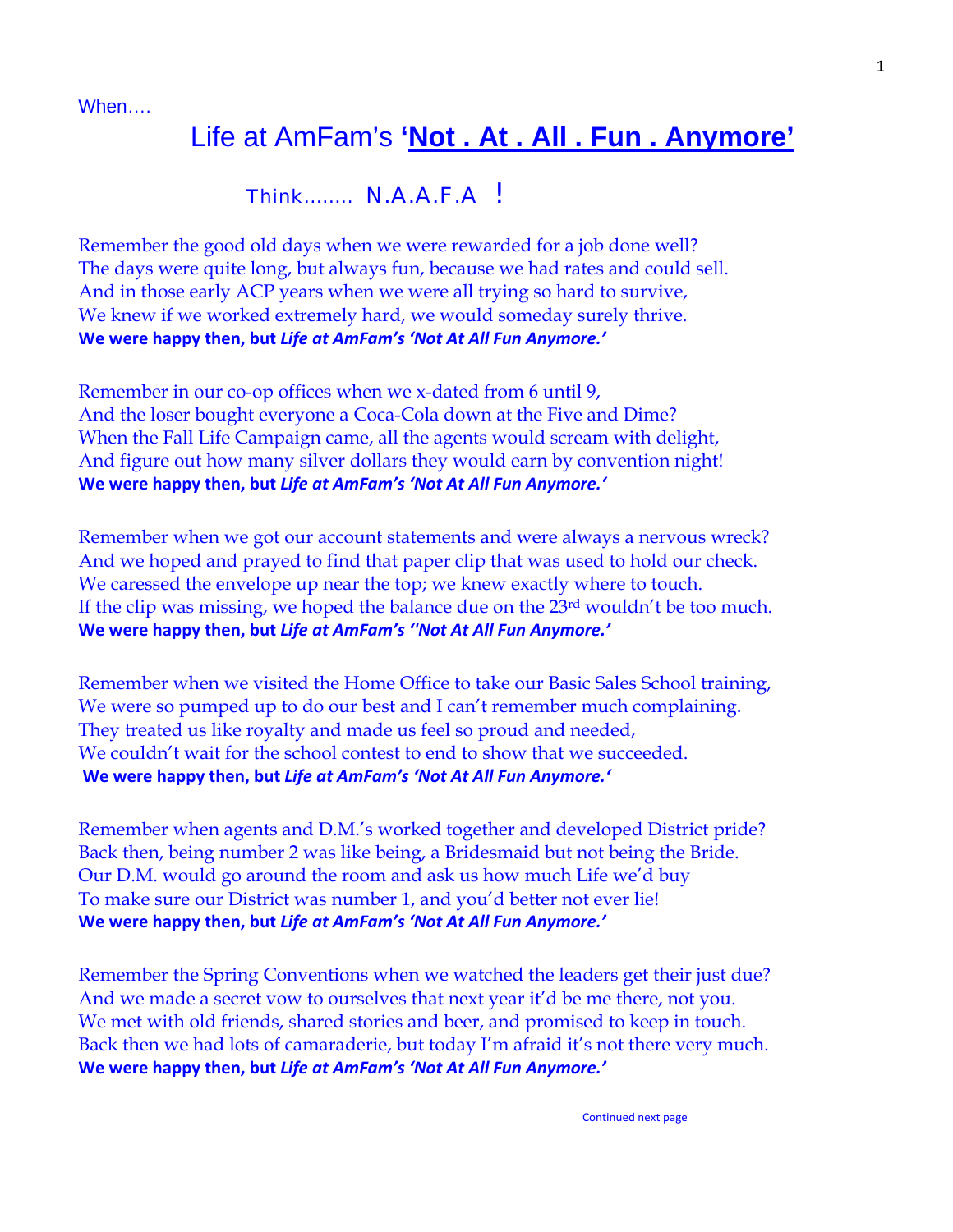When….

# Life at AmFam's **'Not . At . All . Fun . Anymore'**

Think........ N.A.A.F.A !

Remember the good old days when we were rewarded for a job done well?
The days were quite long, but always fun, because we had rates and could sell.
And in those early ACP years when we were all trying so hard to survive,
We knew if we worked extremely hard, we would someday surely thrive.
**We were happy then, but *Life at AmFam's 'Not At All Fun Anymore.'***

Remember in our co-op offices when we x-dated from 6 until 9,
And the loser bought everyone a Coca-Cola down at the Five and Dime?
When the Fall Life Campaign came, all the agents would scream with delight,
And figure out how many silver dollars they would earn by convention night!
**We were happy then, but *Life at AmFam's 'Not At All Fun Anymore.'***

Remember when we got our account statements and were always a nervous wreck?
And we hoped and prayed to find that paper clip that was used to hold our check.
We caressed the envelope up near the top; we knew exactly where to touch.
If the clip was missing, we hoped the balance due on the 23rd wouldn't be too much.
**We were happy then, but *Life at AmFam's ''Not At All Fun Anymore.'***

Remember when we visited the Home Office to take our Basic Sales School training,
We were so pumped up to do our best and I can't remember much complaining.
They treated us like royalty and made us feel so proud and needed,
We couldn't wait for the school contest to end to show that we succeeded.
**We were happy then, but *Life at AmFam's 'Not At All Fun Anymore.'***

Remember when agents and D.M.'s worked together and developed District pride?
Back then, being number 2 was like being, a Bridesmaid but not being the Bride.
Our D.M. would go around the room and ask us how much Life we'd buy
To make sure our District was number 1, and you'd better not ever lie!
**We were happy then, but *Life at AmFam's 'Not At All Fun Anymore.'***

Remember the Spring Conventions when we watched the leaders get their just due?
And we made a secret vow to ourselves that next year it'd be me there, not you.
We met with old friends, shared stories and beer, and promised to keep in touch.
Back then we had lots of camaraderie, but today I'm afraid it's not there very much.
**We were happy then, but *Life at AmFam's 'Not At All Fun Anymore.'***

Continued next page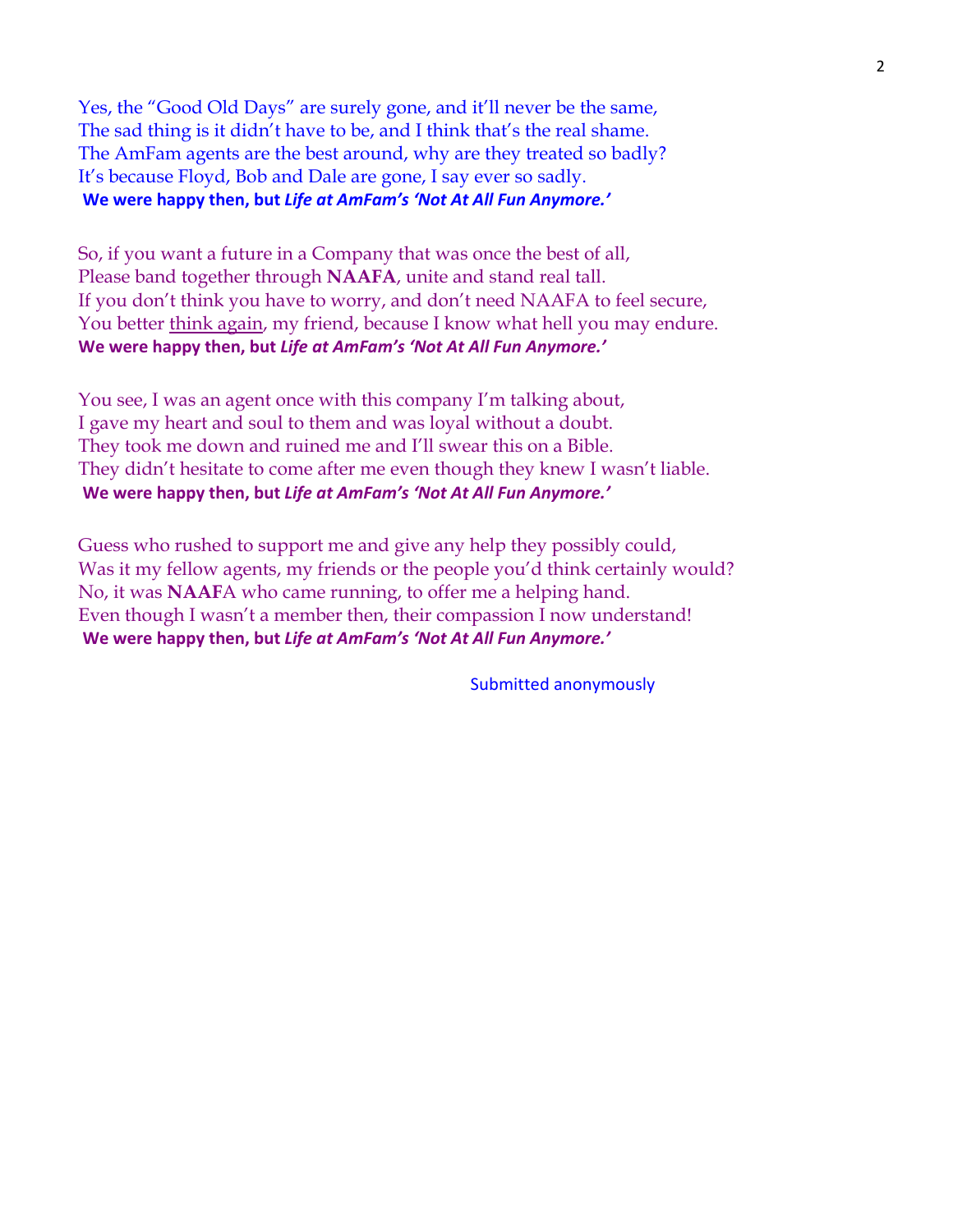Yes, the "Good Old Days" are surely gone, and it'll never be the same,
The sad thing is it didn't have to be, and I think that's the real shame.
The AmFam agents are the best around, why are they treated so badly?
It's because Floyd, Bob and Dale are gone, I say ever so sadly.
**We were happy then, but *Life at AmFam's 'Not At All Fun Anymore.'***

So, if you want a future in a Company that was once the best of all,
Please band together through **NAAFA**, unite and stand real tall.
If you don't think you have to worry, and don't need NAAFA to feel secure,
You better <u>think again</u>, my friend, because I know what hell you may endure.
**We were happy then, but *Life at AmFam's 'Not At All Fun Anymore.'***

You see, I was an agent once with this company I'm talking about,
I gave my heart and soul to them and was loyal without a doubt.
They took me down and ruined me and I'll swear this on a Bible.
They didn't hesitate to come after me even though they knew I wasn't liable.
**We were happy then, but *Life at AmFam's 'Not At All Fun Anymore.'***

Guess who rushed to support me and give any help they possibly could,
Was it my fellow agents, my friends or the people you'd think certainly would?
No, it was **NAAF**A who came running, to offer me a helping hand.
Even though I wasn't a member then, their compassion I now understand!
**We were happy then, but *Life at AmFam's 'Not At All Fun Anymore.'***

Submitted anonymously